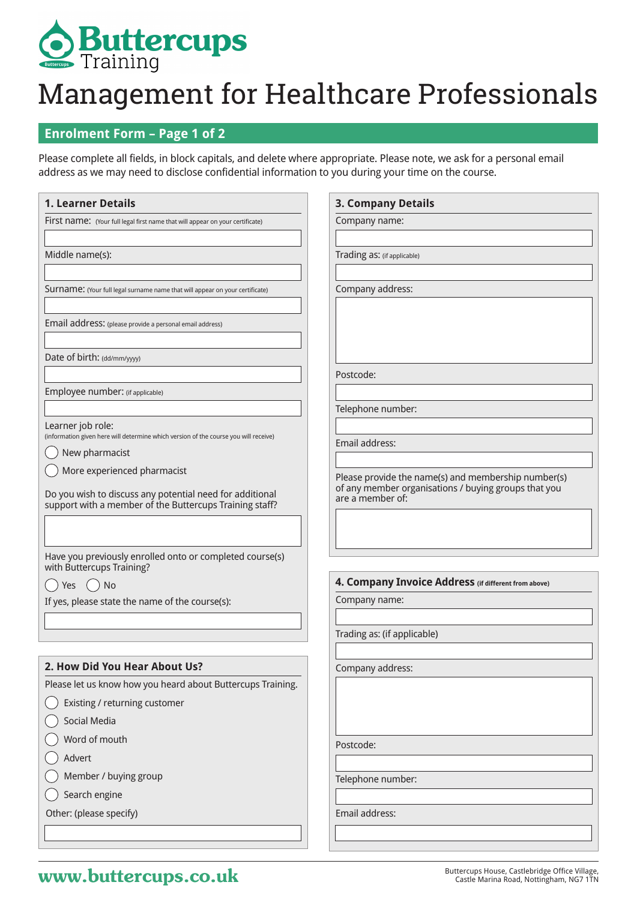# Buttercups Training

# Management for Healthcare Professionals

## Enrolment Form – Page 1 of 2

Please complete all fields, in block capitals, and delete where appropriate. Please note, we ask for a personal email address as we may need to disclose confidential information to you during your time on the course.

### 1. Learner Details

First name: (Your full legal first name that will appear on your certificate)

Middle name(s):

Surname: (Your full legal surname name that will appear on your certificate)

Email address: (please provide a personal email address)

Date of birth: (dd/mm/yyyy)

Employee number: (if applicable)

Learner job role:
(information given here will determine which version of the course you will receive)

- ◯ New pharmacist
- ◯ More experienced pharmacist

Do you wish to discuss any potential need for additional support with a member of the Buttercups Training staff?

Have you previously enrolled onto or completed course(s) with Buttercups Training?

◯ Yes ◯ No

If yes, please state the name of the course(s):

### 2. How Did You Hear About Us?

Please let us know how you heard about Buttercups Training.

- ◯ Existing / returning customer
- ◯ Social Media
- ◯ Word of mouth
- ◯ Advert
- ◯ Member / buying group
- ◯ Search engine

Other: (please specify)

### 3. Company Details

Company name:

Trading as: (if applicable)

Company address:

Postcode:

Telephone number:

Email address:

Please provide the name(s) and membership number(s) of any member organisations / buying groups that you are a member of:

### 4. Company Invoice Address (if different from above)

Company name:

Trading as: (if applicable)

Company address:

Postcode:

Telephone number:

Email address:

www.buttercups.co.uk

Buttercups House, Castlebridge Office Village, Castle Marina Road, Nottingham, NG7 1TN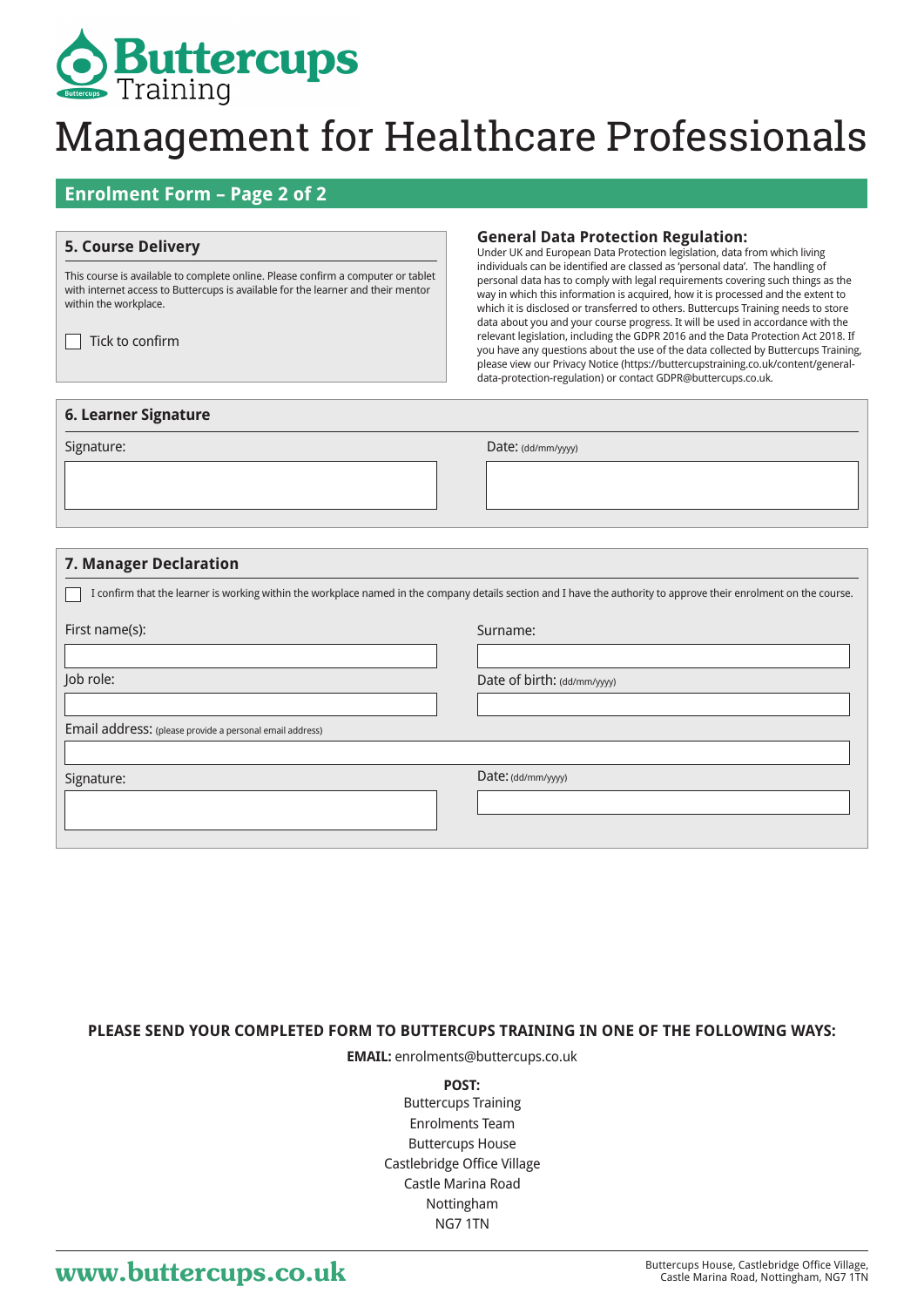# Buttercups Training

# Management for Healthcare Professionals

## Enrolment Form – Page 2 of 2

### 5. Course Delivery

This course is available to complete online. Please confirm a computer or tablet with internet access to Buttercups is available for the learner and their mentor within the workplace.

☐ Tick to confirm

### General Data Protection Regulation:

Under UK and European Data Protection legislation, data from which living individuals can be identified are classed as 'personal data'. The handling of personal data has to comply with legal requirements covering such things as the way in which this information is acquired, how it is processed and the extent to which it is disclosed or transferred to others. Buttercups Training needs to store data about you and your course progress. It will be used in accordance with the relevant legislation, including the GDPR 2016 and the Data Protection Act 2018. If you have any questions about the use of the data collected by Buttercups Training, please view our Privacy Notice (https://buttercupstraining.co.uk/content/general-data-protection-regulation) or contact GDPR@buttercups.co.uk.

### 6. Learner Signature

Signature:

Date: (dd/mm/yyyy)

### 7. Manager Declaration

☐ I confirm that the learner is working within the workplace named in the company details section and I have the authority to approve their enrolment on the course.

First name(s):

Surname:

Job role:

Date of birth: (dd/mm/yyyy)

Email address: (please provide a personal email address)

Signature:

Date: (dd/mm/yyyy)

**PLEASE SEND YOUR COMPLETED FORM TO BUTTERCUPS TRAINING IN ONE OF THE FOLLOWING WAYS:**

**EMAIL:** enrolments@buttercups.co.uk

**POST:**
Buttercups Training
Enrolments Team
Buttercups House
Castlebridge Office Village
Castle Marina Road
Nottingham
NG7 1TN

www.buttercups.co.uk

Buttercups House, Castlebridge Office Village, Castle Marina Road, Nottingham, NG7 1TN